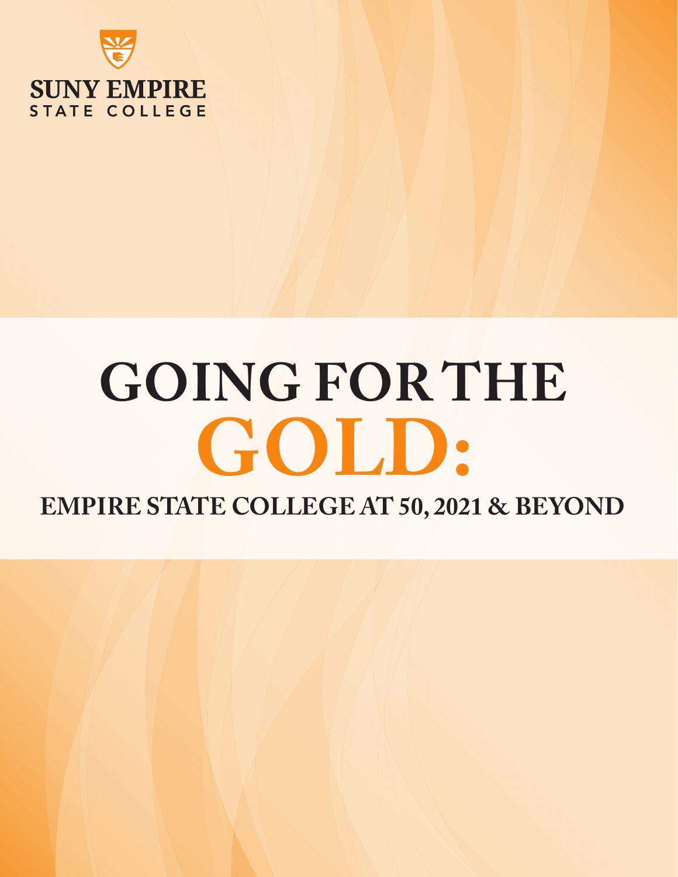SUNY EMPIRE
STATE COLLEGE

# GOING FOR THE GOLD:

## EMPIRE STATE COLLEGE AT 50, 2021 & BEYOND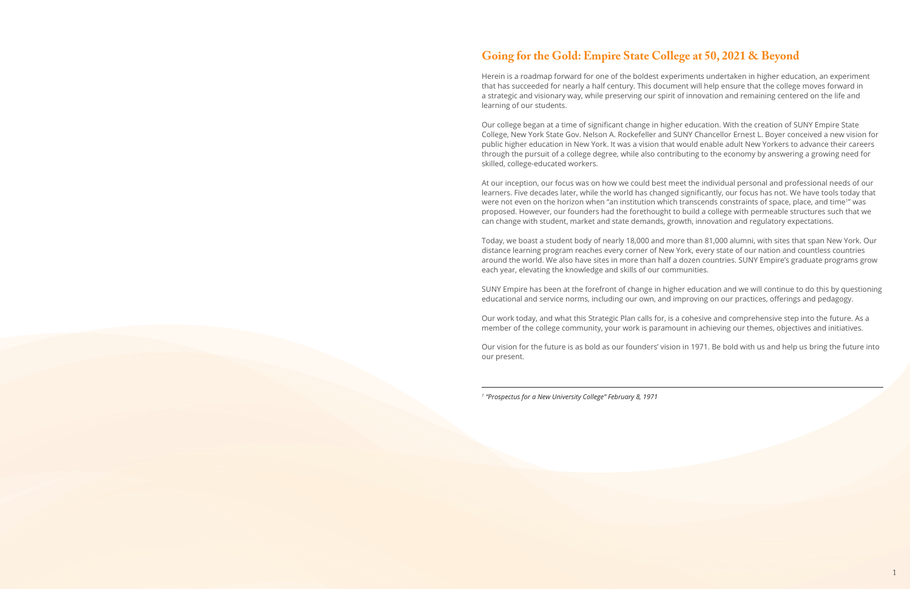# Going for the Gold: Empire State College at 50, 2021 & Beyond

Herein is a roadmap forward for one of the boldest experiments undertaken in higher education, an experiment that has succeeded for nearly a half century. This document will help ensure that the college moves forward in a strategic and visionary way, while preserving our spirit of innovation and remaining centered on the life and learning of our students.

Our college began at a time of significant change in higher education. With the creation of SUNY Empire State College, New York State Gov. Nelson A. Rockefeller and SUNY Chancellor Ernest L. Boyer conceived a new vision for public higher education in New York. It was a vision that would enable adult New Yorkers to advance their careers through the pursuit of a college degree, while also contributing to the economy by answering a growing need for skilled, college-educated workers.

At our inception, our focus was on how we could best meet the individual personal and professional needs of our learners. Five decades later, while the world has changed significantly, our focus has not. We have tools today that were not even on the horizon when "an institution which transcends constraints of space, place, and time[1]" was proposed. However, our founders had the forethought to build a college with permeable structures such that we can change with student, market and state demands, growth, innovation and regulatory expectations.

Today, we boast a student body of nearly 18,000 and more than 81,000 alumni, with sites that span New York. Our distance learning program reaches every corner of New York, every state of our nation and countless countries around the world. We also have sites in more than half a dozen countries. SUNY Empire's graduate programs grow each year, elevating the knowledge and skills of our communities.

SUNY Empire has been at the forefront of change in higher education and we will continue to do this by questioning educational and service norms, including our own, and improving on our practices, offerings and pedagogy.

Our work today, and what this Strategic Plan calls for, is a cohesive and comprehensive step into the future. As a member of the college community, your work is paramount in achieving our themes, objectives and initiatives.

Our vision for the future is as bold as our founders' vision in 1971. Be bold with us and help us bring the future into our present.

---

[1] *"Prospectus for a New University College" February 8, 1971*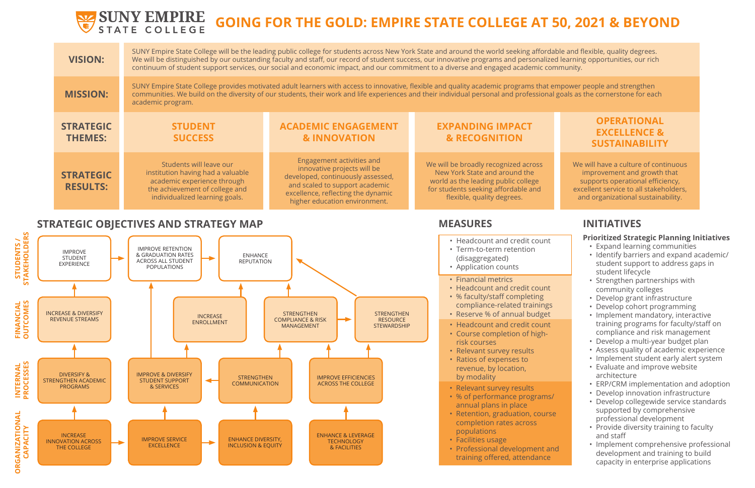# SUNY EMPIRE STATE COLLEGE

# GOING FOR THE GOLD: EMPIRE STATE COLLEGE AT 50, 2021 & BEYOND

**VISION:** SUNY Empire State College will be the leading public college for students across New York State and around the world seeking affordable and flexible, quality degrees. We will be distinguished by our outstanding faculty and staff, our record of student success, our innovative programs and personalized learning opportunities, our rich continuum of student support services, our social and economic impact, and our commitment to a diverse and engaged academic community.

**MISSION:** SUNY Empire State College provides motivated adult learners with access to innovative, flexible and quality academic programs that empower people and strengthen communities. We build on the diversity of our students, their work and life experiences and their individual personal and professional goals as the cornerstone for each academic program.

| STRATEGIC THEMES: | STUDENT SUCCESS | ACADEMIC ENGAGEMENT & INNOVATION | EXPANDING IMPACT & RECOGNITION | OPERATIONAL EXCELLENCE & SUSTAINABILITY |
|---|---|---|---|---|
| **STRATEGIC RESULTS:** | Students will leave our institution having had a valuable academic experience through the achievement of college and individualized learning goals. | Engagement activities and innovative projects will be developed, continuously assessed, and scaled to support academic excellence, reflecting the dynamic higher education environment. | We will be broadly recognized across New York State and around the world as the leading public college for students seeking affordable and flexible, quality degrees. | We will have a culture of continuous improvement and growth that supports operational efficiency, excellent service to all stakeholders, and organizational sustainability. |

## STRATEGIC OBJECTIVES AND STRATEGY MAP

**STUDENTS / STAKEHOLDERS**
- IMPROVE STUDENT EXPERIENCE
- IMPROVE RETENTION & GRADUATION RATES ACROSS ALL STUDENT POPULATIONS
- ENHANCE REPUTATION

**FINANCIAL OUTCOMES**
- INCREASE & DIVERSIFY REVENUE STREAMS
- INCREASE ENROLLMENT
- STRENGTHEN COMPLIANCE & RISK MANAGEMENT
- STRENGTHEN RESOURCE STEWARDSHIP

**INTERNAL PROCESSES**
- DIVERSIFY & STRENGTHEN ACADEMIC PROGRAMS
- IMPROVE & DIVERSIFY STUDENT SUPPORT & SERVICES
- STRENGTHEN COMMUNICATION
- IMPROVE EFFICIENCIES ACROSS THE COLLEGE

**ORGANIZATIONAL CAPACITY**
- INCREASE INNOVATION ACROSS THE COLLEGE
- IMPROVE SERVICE EXCELLENCE
- ENHANCE DIVERSITY, INCLUSION & EQUITY
- ENHANCE & LEVERAGE TECHNOLOGY & FACILITIES

## MEASURES

- Headcount and credit count
- Term-to-term retention (disaggregated)
- Application counts

- Financial metrics
- Headcount and credit count
- % faculty/staff completing compliance-related trainings
- Reserve % of annual budget

- Headcount and credit count
- Course completion of high-risk courses
- Relevant survey results
- Ratios of expenses to revenue, by location, by modality

- Relevant survey results
- % of performance programs/annual plans in place
- Retention, graduation, course completion rates across populations
- Facilities usage
- Professional development and training offered, attendance

## INITIATIVES

**Prioritized Strategic Planning Initiatives**
- Expand learning communities
- Identify barriers and expand academic/student support to address gaps in student lifecycle
- Strengthen partnerships with community colleges
- Develop grant infrastructure
- Develop cohort programming
- Implement mandatory, interactive training programs for faculty/staff on compliance and risk management
- Develop a multi-year budget plan
- Assess quality of academic experience
- Implement student early alert system
- Evaluate and improve website architecture
- ERP/CRM implementation and adoption
- Develop innovation infrastructure
- Develop collegewide service standards supported by comprehensive professional development
- Provide diversity training to faculty and staff
- Implement comprehensive professional development and training to build capacity in enterprise applications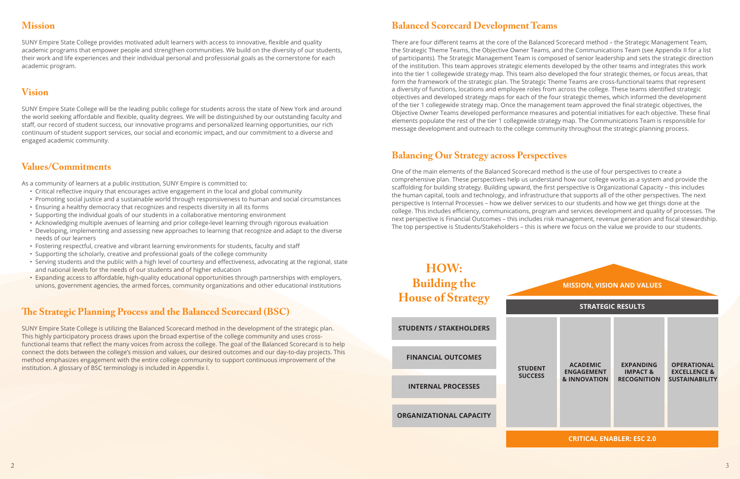## Mission

SUNY Empire State College provides motivated adult learners with access to innovative, flexible and quality academic programs that empower people and strengthen communities. We build on the diversity of our students, their work and life experiences and their individual personal and professional goals as the cornerstone for each academic program.

## Vision

SUNY Empire State College will be the leading public college for students across the state of New York and around the world seeking affordable and flexible, quality degrees. We will be distinguished by our outstanding faculty and staff, our record of student success, our innovative programs and personalized learning opportunities, our rich continuum of student support services, our social and economic impact, and our commitment to a diverse and engaged academic community.

## Values/Commitments

As a community of learners at a public institution, SUNY Empire is committed to:

- Critical reflective inquiry that encourages active engagement in the local and global community
- Promoting social justice and a sustainable world through responsiveness to human and social circumstances
- Ensuring a healthy democracy that recognizes and respects diversity in all its forms
- Supporting the individual goals of our students in a collaborative mentoring environment
- Acknowledging multiple avenues of learning and prior college-level learning through rigorous evaluation
- Developing, implementing and assessing new approaches to learning that recognize and adapt to the diverse needs of our learners
- Fostering respectful, creative and vibrant learning environments for students, faculty and staff
- Supporting the scholarly, creative and professional goals of the college community
- Serving students and the public with a high level of courtesy and effectiveness, advocating at the regional, state and national levels for the needs of our students and of higher education
- Expanding access to affordable, high-quality educational opportunities through partnerships with employers, unions, government agencies, the armed forces, community organizations and other educational institutions

## The Strategic Planning Process and the Balanced Scorecard (BSC)

SUNY Empire State College is utilizing the Balanced Scorecard method in the development of the strategic plan. This highly participatory process draws upon the broad expertise of the college community and uses cross-functional teams that reflect the many voices from across the college. The goal of the Balanced Scorecard is to help connect the dots between the college's mission and values, our desired outcomes and our day-to-day projects. This method emphasizes engagement with the entire college community to support continuous improvement of the institution. A glossary of BSC terminology is included in Appendix I.

## Balanced Scorecard Development Teams

There are four different teams at the core of the Balanced Scorecard method – the Strategic Management Team, the Strategic Theme Teams, the Objective Owner Teams, and the Communications Team (see Appendix II for a list of participants). The Strategic Management Team is composed of senior leadership and sets the strategic direction of the institution. This team approves strategic elements developed by the other teams and integrates this work into the tier 1 collegewide strategy map. This team also developed the four strategic themes, or focus areas, that form the framework of the strategic plan. The Strategic Theme Teams are cross-functional teams that represent a diversity of functions, locations and employee roles from across the college. These teams identified strategic objectives and developed strategy maps for each of the four strategic themes, which informed the development of the tier 1 collegewide strategy map. Once the management team approved the final strategic objectives, the Objective Owner Teams developed performance measures and potential initiatives for each objective. These final elements populate the rest of the tier 1 collegewide strategy map. The Communications Team is responsible for message development and outreach to the college community throughout the strategic planning process.

## Balancing Our Strategy across Perspectives

One of the main elements of the Balanced Scorecard method is the use of four perspectives to create a comprehensive plan. These perspectives help us understand how our college works as a system and provide the scaffolding for building strategy. Building upward, the first perspective is Organizational Capacity – this includes the human capital, tools and technology, and infrastructure that supports all of the other perspectives. The next perspective is Internal Processes – how we deliver services to our students and how we get things done at the college. This includes efficiency, communications, program and services development and quality of processes. The next perspective is Financial Outcomes – this includes risk management, revenue generation and fiscal stewardship. The top perspective is Students/Stakeholders – this is where we focus on the value we provide to our students.

## HOW: Building the House of Strategy

**MISSION, VISION AND VALUES**

**STRATEGIC RESULTS**

| Perspectives | | | | |
|---|---|---|---|---|
| STUDENTS / STAKEHOLDERS | STUDENT SUCCESS | ACADEMIC ENGAGEMENT & INNOVATION | EXPANDING IMPACT & RECOGNITION | OPERATIONAL EXCELLENCE & SUSTAINABILITY |
| FINANCIAL OUTCOMES | | | | |
| INTERNAL PROCESSES | | | | |
| ORGANIZATIONAL CAPACITY | | | | |

**CRITICAL ENABLER: ESC 2.0**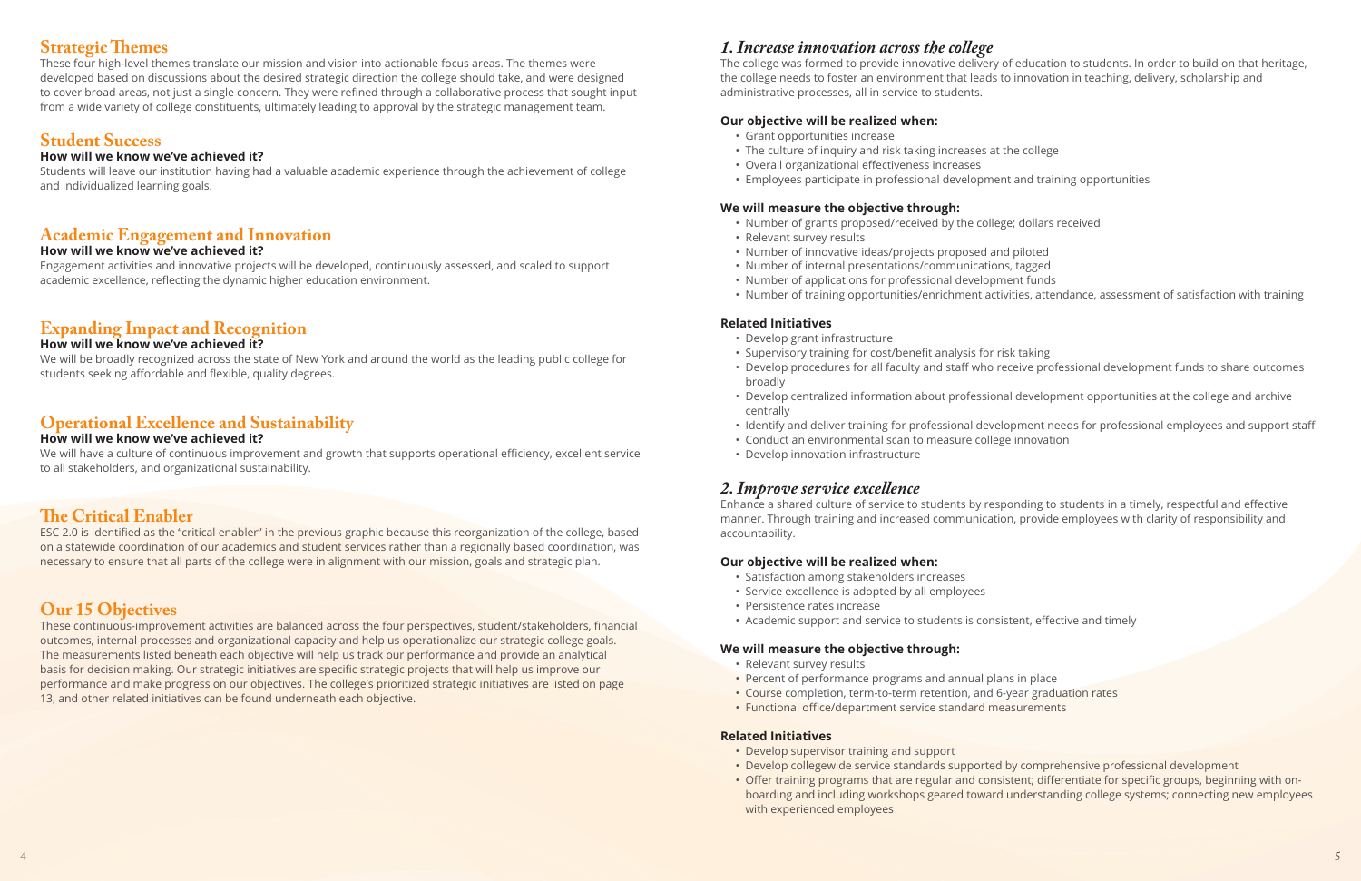## Strategic Themes

These four high-level themes translate our mission and vision into actionable focus areas. The themes were developed based on discussions about the desired strategic direction the college should take, and were designed to cover broad areas, not just a single concern. They were refined through a collaborative process that sought input from a wide variety of college constituents, ultimately leading to approval by the strategic management team.

## Student Success

**How will we know we've achieved it?**

Students will leave our institution having had a valuable academic experience through the achievement of college and individualized learning goals.

## Academic Engagement and Innovation

**How will we know we've achieved it?**

Engagement activities and innovative projects will be developed, continuously assessed, and scaled to support academic excellence, reflecting the dynamic higher education environment.

## Expanding Impact and Recognition

**How will we know we've achieved it?**

We will be broadly recognized across the state of New York and around the world as the leading public college for students seeking affordable and flexible, quality degrees.

## Operational Excellence and Sustainability

**How will we know we've achieved it?**

We will have a culture of continuous improvement and growth that supports operational efficiency, excellent service to all stakeholders, and organizational sustainability.

## The Critical Enabler

ESC 2.0 is identified as the "critical enabler" in the previous graphic because this reorganization of the college, based on a statewide coordination of our academics and student services rather than a regionally based coordination, was necessary to ensure that all parts of the college were in alignment with our mission, goals and strategic plan.

## Our 15 Objectives

These continuous-improvement activities are balanced across the four perspectives, student/stakeholders, financial outcomes, internal processes and organizational capacity and help us operationalize our strategic college goals. The measurements listed beneath each objective will help us track our performance and provide an analytical basis for decision making. Our strategic initiatives are specific strategic projects that will help us improve our performance and make progress on our objectives. The college's prioritized strategic initiatives are listed on page 13, and other related initiatives can be found underneath each objective.

### *1. Increase innovation across the college*

The college was formed to provide innovative delivery of education to students. In order to build on that heritage, the college needs to foster an environment that leads to innovation in teaching, delivery, scholarship and administrative processes, all in service to students.

**Our objective will be realized when:**

- Grant opportunities increase
- The culture of inquiry and risk taking increases at the college
- Overall organizational effectiveness increases
- Employees participate in professional development and training opportunities

**We will measure the objective through:**

- Number of grants proposed/received by the college; dollars received
- Relevant survey results
- Number of innovative ideas/projects proposed and piloted
- Number of internal presentations/communications, tagged
- Number of applications for professional development funds
- Number of training opportunities/enrichment activities, attendance, assessment of satisfaction with training

**Related Initiatives**

- Develop grant infrastructure
- Supervisory training for cost/benefit analysis for risk taking
- Develop procedures for all faculty and staff who receive professional development funds to share outcomes broadly
- Develop centralized information about professional development opportunities at the college and archive centrally
- Identify and deliver training for professional development needs for professional employees and support staff
- Conduct an environmental scan to measure college innovation
- Develop innovation infrastructure

### *2. Improve service excellence*

Enhance a shared culture of service to students by responding to students in a timely, respectful and effective manner. Through training and increased communication, provide employees with clarity of responsibility and accountability.

**Our objective will be realized when:**

- Satisfaction among stakeholders increases
- Service excellence is adopted by all employees
- Persistence rates increase
- Academic support and service to students is consistent, effective and timely

**We will measure the objective through:**

- Relevant survey results
- Percent of performance programs and annual plans in place
- Course completion, term-to-term retention, and 6-year graduation rates
- Functional office/department service standard measurements

**Related Initiatives**

- Develop supervisor training and support
- Develop collegewide service standards supported by comprehensive professional development
- Offer training programs that are regular and consistent; differentiate for specific groups, beginning with on-boarding and including workshops geared toward understanding college systems; connecting new employees with experienced employees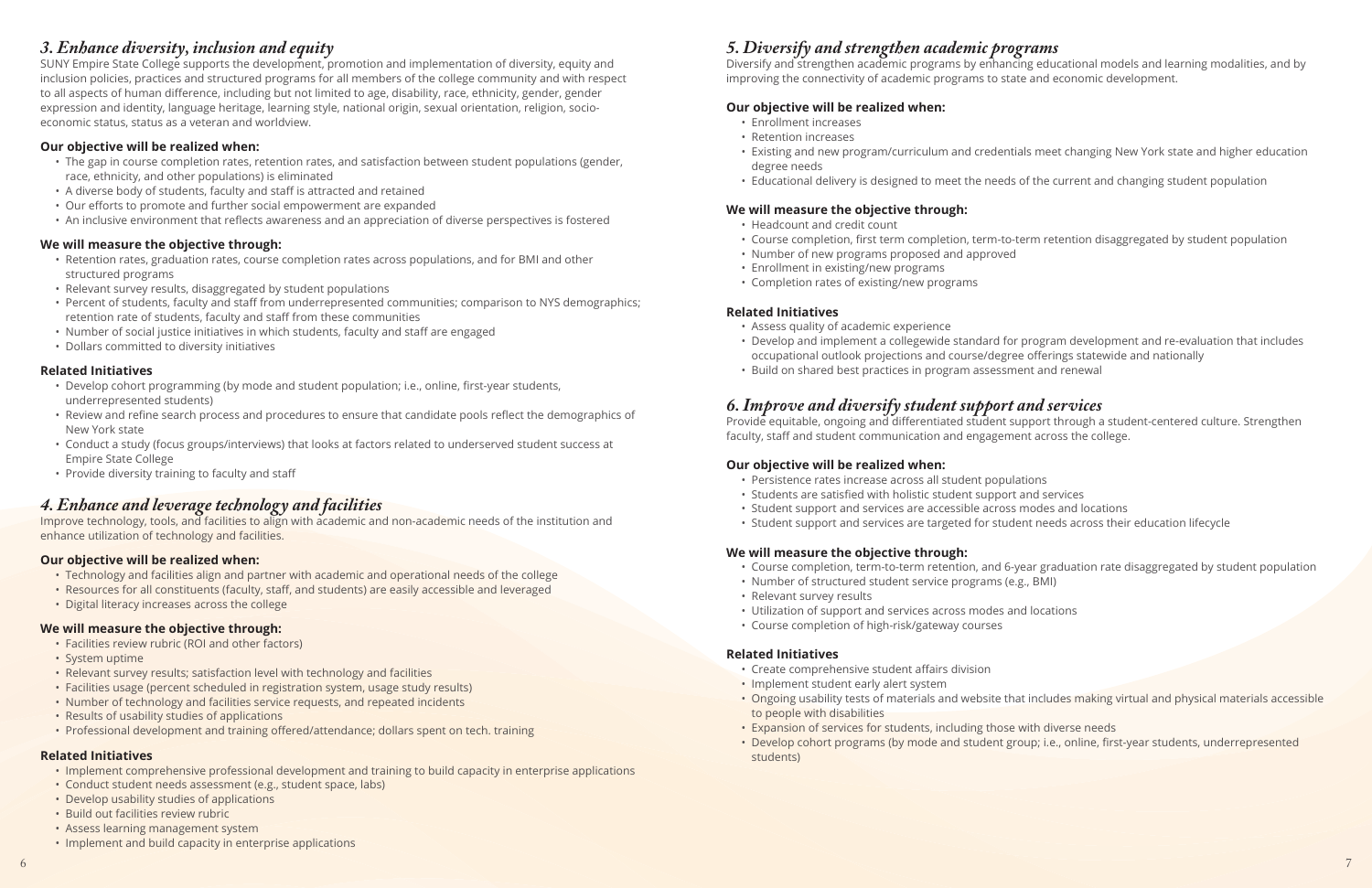## *3. Enhance diversity, inclusion and equity*

SUNY Empire State College supports the development, promotion and implementation of diversity, equity and inclusion policies, practices and structured programs for all members of the college community and with respect to all aspects of human difference, including but not limited to age, disability, race, ethnicity, gender, gender expression and identity, language heritage, learning style, national origin, sexual orientation, religion, socio-economic status, status as a veteran and worldview.

**Our objective will be realized when:**

- The gap in course completion rates, retention rates, and satisfaction between student populations (gender, race, ethnicity, and other populations) is eliminated
- A diverse body of students, faculty and staff is attracted and retained
- Our efforts to promote and further social empowerment are expanded
- An inclusive environment that reflects awareness and an appreciation of diverse perspectives is fostered

**We will measure the objective through:**

- Retention rates, graduation rates, course completion rates across populations, and for BMI and other structured programs
- Relevant survey results, disaggregated by student populations
- Percent of students, faculty and staff from underrepresented communities; comparison to NYS demographics; retention rate of students, faculty and staff from these communities
- Number of social justice initiatives in which students, faculty and staff are engaged
- Dollars committed to diversity initiatives

**Related Initiatives**

- Develop cohort programming (by mode and student population; i.e., online, first-year students, underrepresented students)
- Review and refine search process and procedures to ensure that candidate pools reflect the demographics of New York state
- Conduct a study (focus groups/interviews) that looks at factors related to underserved student success at Empire State College
- Provide diversity training to faculty and staff

## *4. Enhance and leverage technology and facilities*

Improve technology, tools, and facilities to align with academic and non-academic needs of the institution and enhance utilization of technology and facilities.

**Our objective will be realized when:**

- Technology and facilities align and partner with academic and operational needs of the college
- Resources for all constituents (faculty, staff, and students) are easily accessible and leveraged
- Digital literacy increases across the college

**We will measure the objective through:**

- Facilities review rubric (ROI and other factors)
- System uptime
- Relevant survey results; satisfaction level with technology and facilities
- Facilities usage (percent scheduled in registration system, usage study results)
- Number of technology and facilities service requests, and repeated incidents
- Results of usability studies of applications
- Professional development and training offered/attendance; dollars spent on tech. training

**Related Initiatives**

- Implement comprehensive professional development and training to build capacity in enterprise applications
- Conduct student needs assessment (e.g., student space, labs)
- Develop usability studies of applications
- Build out facilities review rubric
- Assess learning management system
- Implement and build capacity in enterprise applications

## *5. Diversify and strengthen academic programs*

Diversify and strengthen academic programs by enhancing educational models and learning modalities, and by improving the connectivity of academic programs to state and economic development.

**Our objective will be realized when:**

- Enrollment increases
- Retention increases
- Existing and new program/curriculum and credentials meet changing New York state and higher education degree needs
- Educational delivery is designed to meet the needs of the current and changing student population

**We will measure the objective through:**

- Headcount and credit count
- Course completion, first term completion, term-to-term retention disaggregated by student population
- Number of new programs proposed and approved
- Enrollment in existing/new programs
- Completion rates of existing/new programs

**Related Initiatives**

- Assess quality of academic experience
- Develop and implement a collegewide standard for program development and re-evaluation that includes occupational outlook projections and course/degree offerings statewide and nationally
- Build on shared best practices in program assessment and renewal

## *6. Improve and diversify student support and services*

Provide equitable, ongoing and differentiated student support through a student-centered culture. Strengthen faculty, staff and student communication and engagement across the college.

**Our objective will be realized when:**

- Persistence rates increase across all student populations
- Students are satisfied with holistic student support and services
- Student support and services are accessible across modes and locations
- Student support and services are targeted for student needs across their education lifecycle

**We will measure the objective through:**

- Course completion, term-to-term retention, and 6-year graduation rate disaggregated by student population
- Number of structured student service programs (e.g., BMI)
- Relevant survey results
- Utilization of support and services across modes and locations
- Course completion of high-risk/gateway courses

**Related Initiatives**

- Create comprehensive student affairs division
- Implement student early alert system
- Ongoing usability tests of materials and website that includes making virtual and physical materials accessible to people with disabilities
- Expansion of services for students, including those with diverse needs
- Develop cohort programs (by mode and student group; i.e., online, first-year students, underrepresented students)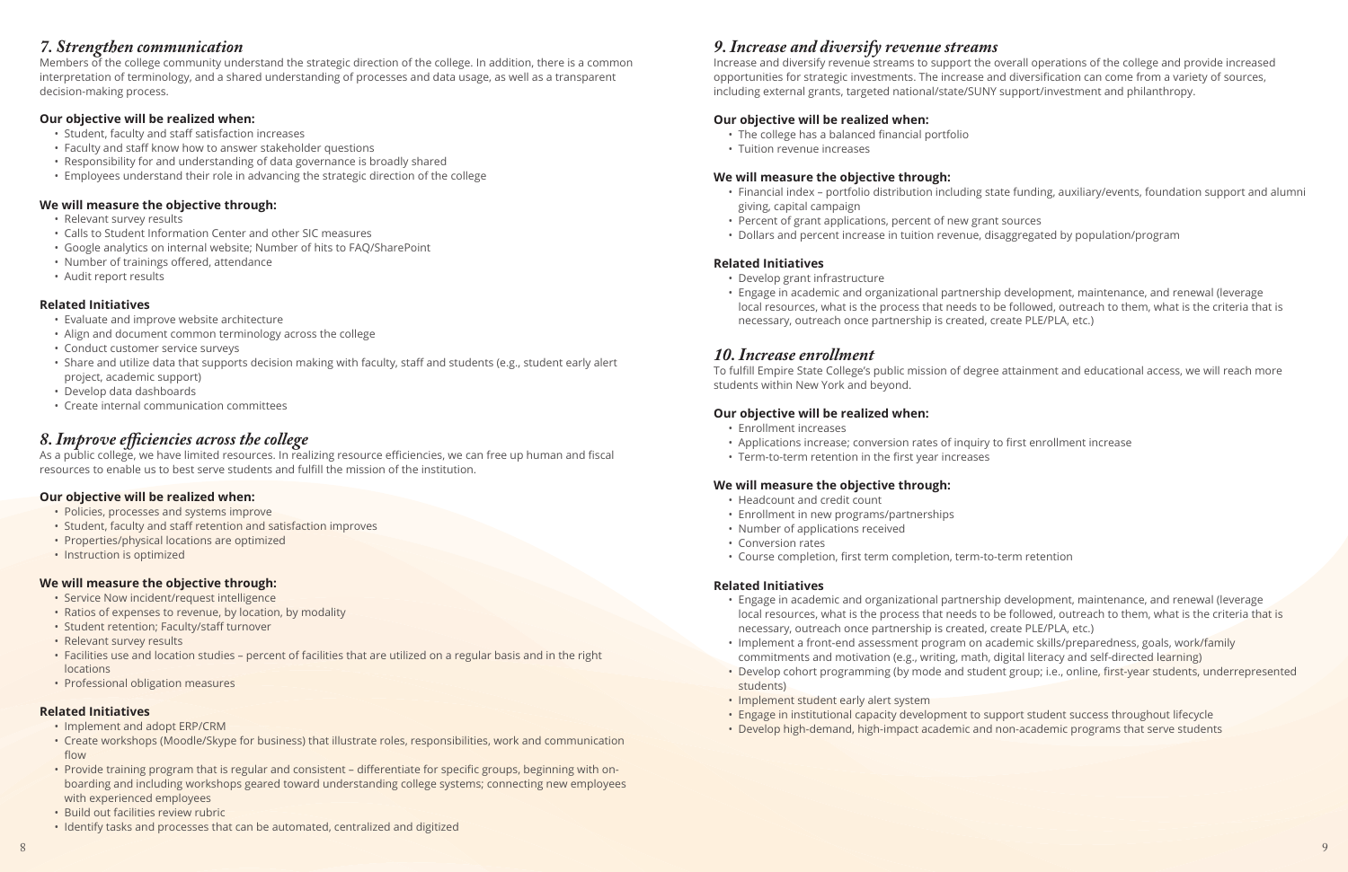## *7. Strengthen communication*

Members of the college community understand the strategic direction of the college. In addition, there is a common interpretation of terminology, and a shared understanding of processes and data usage, as well as a transparent decision-making process.

### Our objective will be realized when:

- Student, faculty and staff satisfaction increases
- Faculty and staff know how to answer stakeholder questions
- Responsibility for and understanding of data governance is broadly shared
- Employees understand their role in advancing the strategic direction of the college

### We will measure the objective through:

- Relevant survey results
- Calls to Student Information Center and other SIC measures
- Google analytics on internal website; Number of hits to FAQ/SharePoint
- Number of trainings offered, attendance
- Audit report results

### Related Initiatives

- Evaluate and improve website architecture
- Align and document common terminology across the college
- Conduct customer service surveys
- Share and utilize data that supports decision making with faculty, staff and students (e.g., student early alert project, academic support)
- Develop data dashboards
- Create internal communication committees

## *8. Improve efficiencies across the college*

As a public college, we have limited resources. In realizing resource efficiencies, we can free up human and fiscal resources to enable us to best serve students and fulfill the mission of the institution.

### Our objective will be realized when:

- Policies, processes and systems improve
- Student, faculty and staff retention and satisfaction improves
- Properties/physical locations are optimized
- Instruction is optimized

### We will measure the objective through:

- Service Now incident/request intelligence
- Ratios of expenses to revenue, by location, by modality
- Student retention; Faculty/staff turnover
- Relevant survey results
- Facilities use and location studies – percent of facilities that are utilized on a regular basis and in the right locations
- Professional obligation measures

### Related Initiatives

- Implement and adopt ERP/CRM
- Create workshops (Moodle/Skype for business) that illustrate roles, responsibilities, work and communication flow
- Provide training program that is regular and consistent – differentiate for specific groups, beginning with on-boarding and including workshops geared toward understanding college systems; connecting new employees with experienced employees
- Build out facilities review rubric
- Identify tasks and processes that can be automated, centralized and digitized

## *9. Increase and diversify revenue streams*

Increase and diversify revenue streams to support the overall operations of the college and provide increased opportunities for strategic investments. The increase and diversification can come from a variety of sources, including external grants, targeted national/state/SUNY support/investment and philanthropy.

### Our objective will be realized when:

- The college has a balanced financial portfolio
- Tuition revenue increases

### We will measure the objective through:

- Financial index – portfolio distribution including state funding, auxiliary/events, foundation support and alumni giving, capital campaign
- Percent of grant applications, percent of new grant sources
- Dollars and percent increase in tuition revenue, disaggregated by population/program

### Related Initiatives

- Develop grant infrastructure
- Engage in academic and organizational partnership development, maintenance, and renewal (leverage local resources, what is the process that needs to be followed, outreach to them, what is the criteria that is necessary, outreach once partnership is created, create PLE/PLA, etc.)

## *10. Increase enrollment*

To fulfill Empire State College's public mission of degree attainment and educational access, we will reach more students within New York and beyond.

### Our objective will be realized when:

- Enrollment increases
- Applications increase; conversion rates of inquiry to first enrollment increase
- Term-to-term retention in the first year increases

### We will measure the objective through:

- Headcount and credit count
- Enrollment in new programs/partnerships
- Number of applications received
- Conversion rates
- Course completion, first term completion, term-to-term retention

### Related Initiatives

- Engage in academic and organizational partnership development, maintenance, and renewal (leverage local resources, what is the process that needs to be followed, outreach to them, what is the criteria that is necessary, outreach once partnership is created, create PLE/PLA, etc.)
- Implement a front-end assessment program on academic skills/preparedness, goals, work/family commitments and motivation (e.g., writing, math, digital literacy and self-directed learning)
- Develop cohort programming (by mode and student group; i.e., online, first-year students, underrepresented students)
- Implement student early alert system
- Engage in institutional capacity development to support student success throughout lifecycle
- Develop high-demand, high-impact academic and non-academic programs that serve students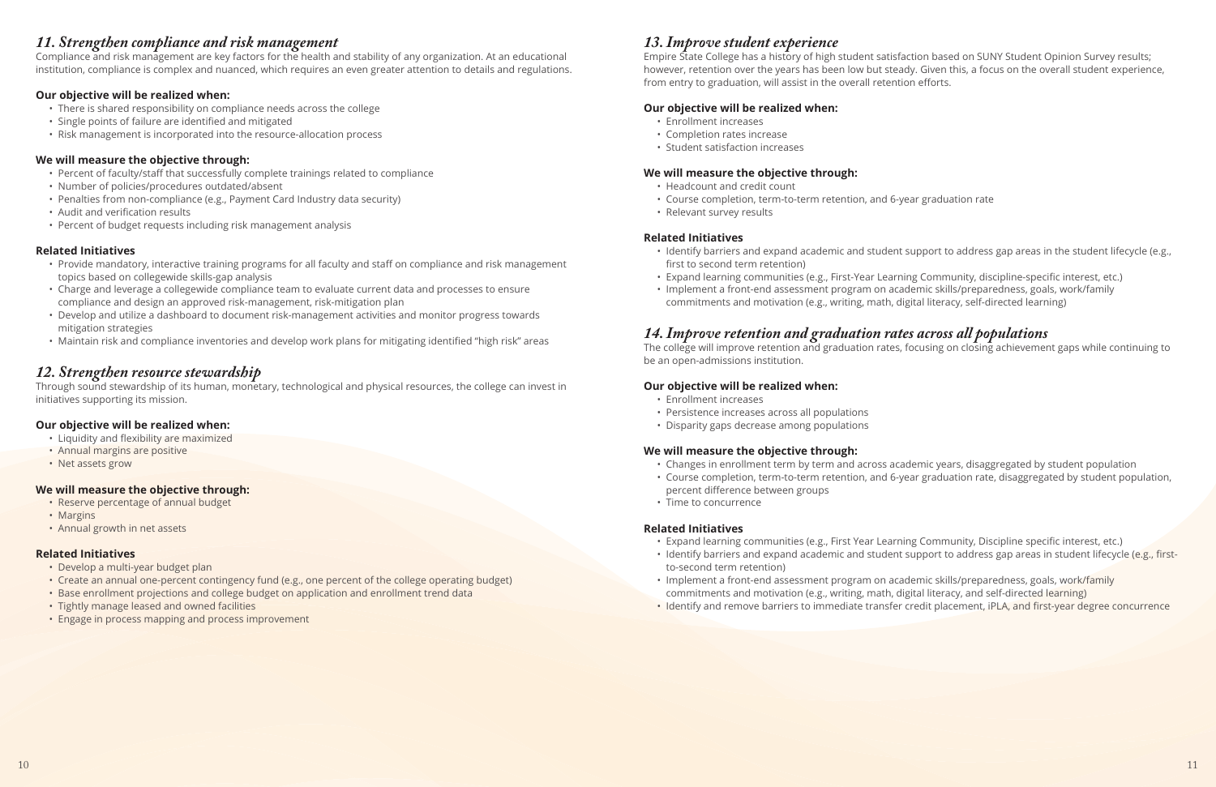## *11. Strengthen compliance and risk management*

Compliance and risk management are key factors for the health and stability of any organization. At an educational institution, compliance is complex and nuanced, which requires an even greater attention to details and regulations.

**Our objective will be realized when:**

- There is shared responsibility on compliance needs across the college
- Single points of failure are identified and mitigated
- Risk management is incorporated into the resource-allocation process

**We will measure the objective through:**

- Percent of faculty/staff that successfully complete trainings related to compliance
- Number of policies/procedures outdated/absent
- Penalties from non-compliance (e.g., Payment Card Industry data security)
- Audit and verification results
- Percent of budget requests including risk management analysis

**Related Initiatives**

- Provide mandatory, interactive training programs for all faculty and staff on compliance and risk management topics based on collegewide skills-gap analysis
- Charge and leverage a collegewide compliance team to evaluate current data and processes to ensure compliance and design an approved risk-management, risk-mitigation plan
- Develop and utilize a dashboard to document risk-management activities and monitor progress towards mitigation strategies
- Maintain risk and compliance inventories and develop work plans for mitigating identified "high risk" areas

## *12. Strengthen resource stewardship*

Through sound stewardship of its human, monetary, technological and physical resources, the college can invest in initiatives supporting its mission.

**Our objective will be realized when:**

- Liquidity and flexibility are maximized
- Annual margins are positive
- Net assets grow

**We will measure the objective through:**

- Reserve percentage of annual budget
- Margins
- Annual growth in net assets

**Related Initiatives**

- Develop a multi-year budget plan
- Create an annual one-percent contingency fund (e.g., one percent of the college operating budget)
- Base enrollment projections and college budget on application and enrollment trend data
- Tightly manage leased and owned facilities
- Engage in process mapping and process improvement

## *13. Improve student experience*

Empire State College has a history of high student satisfaction based on SUNY Student Opinion Survey results; however, retention over the years has been low but steady. Given this, a focus on the overall student experience, from entry to graduation, will assist in the overall retention efforts.

**Our objective will be realized when:**

- Enrollment increases
- Completion rates increase
- Student satisfaction increases

**We will measure the objective through:**

- Headcount and credit count
- Course completion, term-to-term retention, and 6-year graduation rate
- Relevant survey results

**Related Initiatives**

- Identify barriers and expand academic and student support to address gap areas in the student lifecycle (e.g., first to second term retention)
- Expand learning communities (e.g., First-Year Learning Community, discipline-specific interest, etc.)
- Implement a front-end assessment program on academic skills/preparedness, goals, work/family commitments and motivation (e.g., writing, math, digital literacy, self-directed learning)

## *14. Improve retention and graduation rates across all populations*

The college will improve retention and graduation rates, focusing on closing achievement gaps while continuing to be an open-admissions institution.

**Our objective will be realized when:**

- Enrollment increases
- Persistence increases across all populations
- Disparity gaps decrease among populations

**We will measure the objective through:**

- Changes in enrollment term by term and across academic years, disaggregated by student population
- Course completion, term-to-term retention, and 6-year graduation rate, disaggregated by student population, percent difference between groups
- Time to concurrence

**Related Initiatives**

- Expand learning communities (e.g., First Year Learning Community, Discipline specific interest, etc.)
- Identify barriers and expand academic and student support to address gap areas in student lifecycle (e.g., first-to-second term retention)
- Implement a front-end assessment program on academic skills/preparedness, goals, work/family commitments and motivation (e.g., writing, math, digital literacy, and self-directed learning)
- Identify and remove barriers to immediate transfer credit placement, iPLA, and first-year degree concurrence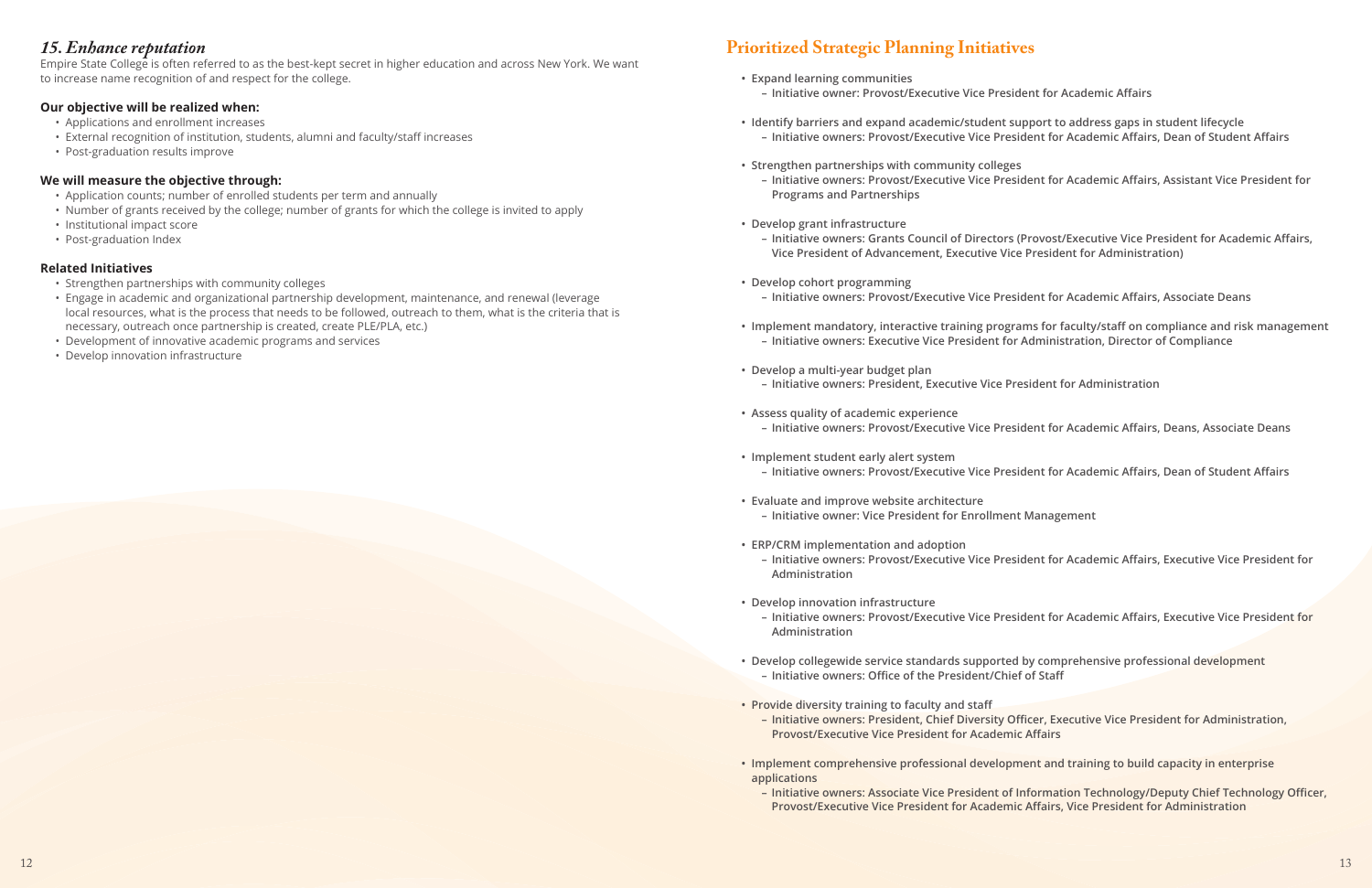## *15. Enhance reputation*

Empire State College is often referred to as the best-kept secret in higher education and across New York. We want to increase name recognition of and respect for the college.

**Our objective will be realized when:**

- Applications and enrollment increases
- External recognition of institution, students, alumni and faculty/staff increases
- Post-graduation results improve

**We will measure the objective through:**

- Application counts; number of enrolled students per term and annually
- Number of grants received by the college; number of grants for which the college is invited to apply
- Institutional impact score
- Post-graduation Index

**Related Initiatives**

- Strengthen partnerships with community colleges
- Engage in academic and organizational partnership development, maintenance, and renewal (leverage local resources, what is the process that needs to be followed, outreach to them, what is the criteria that is necessary, outreach once partnership is created, create PLE/PLA, etc.)
- Development of innovative academic programs and services
- Develop innovation infrastructure

# Prioritized Strategic Planning Initiatives

- **Expand learning communities**
  - **Initiative owner: Provost/Executive Vice President for Academic Affairs**
- **Identify barriers and expand academic/student support to address gaps in student lifecycle**
  - **Initiative owners: Provost/Executive Vice President for Academic Affairs, Dean of Student Affairs**
- **Strengthen partnerships with community colleges**
  - **Initiative owners: Provost/Executive Vice President for Academic Affairs, Assistant Vice President for Programs and Partnerships**
- **Develop grant infrastructure**
  - **Initiative owners: Grants Council of Directors (Provost/Executive Vice President for Academic Affairs, Vice President of Advancement, Executive Vice President for Administration)**
- **Develop cohort programming**
  - **Initiative owners: Provost/Executive Vice President for Academic Affairs, Associate Deans**
- **Implement mandatory, interactive training programs for faculty/staff on compliance and risk management**
  - **Initiative owners: Executive Vice President for Administration, Director of Compliance**
- **Develop a multi-year budget plan**
  - **Initiative owners: President, Executive Vice President for Administration**
- **Assess quality of academic experience**
  - **Initiative owners: Provost/Executive Vice President for Academic Affairs, Deans, Associate Deans**
- **Implement student early alert system**
  - **Initiative owners: Provost/Executive Vice President for Academic Affairs, Dean of Student Affairs**
- **Evaluate and improve website architecture**
  - **Initiative owner: Vice President for Enrollment Management**
- **ERP/CRM implementation and adoption**
  - **Initiative owners: Provost/Executive Vice President for Academic Affairs, Executive Vice President for Administration**
- **Develop innovation infrastructure**
  - **Initiative owners: Provost/Executive Vice President for Academic Affairs, Executive Vice President for Administration**
- **Develop collegewide service standards supported by comprehensive professional development**
  - **Initiative owners: Office of the President/Chief of Staff**
- **Provide diversity training to faculty and staff**
  - **Initiative owners: President, Chief Diversity Officer, Executive Vice President for Administration, Provost/Executive Vice President for Academic Affairs**
- **Implement comprehensive professional development and training to build capacity in enterprise applications**
  - **Initiative owners: Associate Vice President of Information Technology/Deputy Chief Technology Officer, Provost/Executive Vice President for Academic Affairs, Vice President for Administration**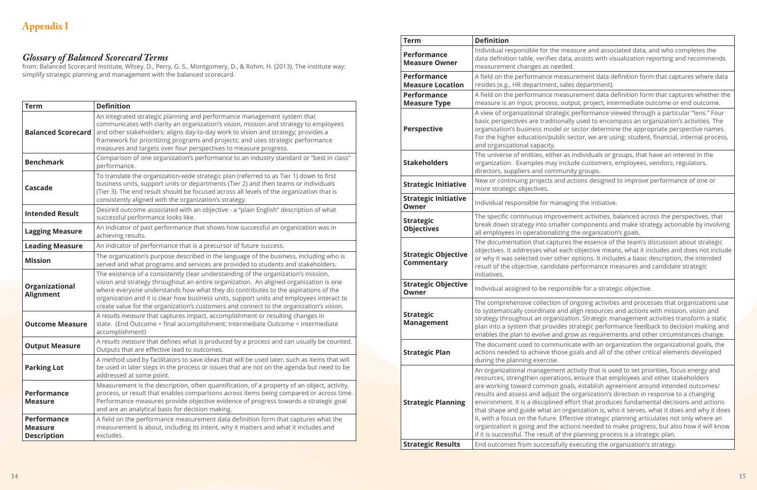# Appendix I

## *Glossary of Balanced Scorecard Terms*

from: Balanced Scorecard Institute, Wilsey, D., Perry, G. S., Montgomery, D., & Rohm, H. (2013). The institute way: simplify strategic planning and management with the balanced scorecard.

| Term | Definition |
|---|---|
| **Balanced Scorecard** | An integrated strategic planning and performance management system that communicates with clarity an organization's vision, mission and strategy to employees and other stakeholders; aligns day-to-day work to vision and strategy; provides a framework for prioritizing programs and projects; and uses strategic performance measures and targets over four perspectives to measure progress. |
| **Benchmark** | Comparison of one organization's performance to an industry standard or "best in class" performance. |
| **Cascade** | To translate the organization-wide strategic plan (referred to as Tier 1) down to first business units, support units or departments (Tier 2) and then teams or individuals (Tier 3). The end result should be focused across all levels of the organization that is consistently aligned with the organization's strategy. |
| **Intended Result** | Desired outcome associated with an objective - a "plain English" description of what successful performance looks like. |
| **Lagging Measure** | An indicator of past performance that shows how successful an organization was in achieving results. |
| **Leading Measure** | An indicator of performance that is a precursor of future success. |
| **Mission** | The organization's purpose described in the language of the business, including who is served and what programs and services are provided to students and stakeholders. |
| **Organizational Alignment** | The existence of a consistently clear understanding of the organization's mission, vision and strategy throughout an entire organization. An aligned organization is one where everyone understands how what they do contributes to the aspirations of the organization and it is clear how business units, support units and employees interact to create value for the organization's customers and connect to the organization's vision. |
| **Outcome Measure** | A *results measure* that captures impact, accomplishment or resulting changes in state. (End Outcome = final accomplishment; Intermediate Outcome = intermediate accomplishment) |
| **Output Measure** | A *results measure* that defines what is produced by a process and can usually be counted. Outputs that are effective lead to outcomes. |
| **Parking Lot** | A method used by facilitators to save ideas that will be used later, such as items that will be used in later steps in the process or issues that are not on the agenda but need to be addressed at some point. |
| **Performance Measure** | Measurement is the description, often quantification, of a property of an object, activity, process, or result that enables comparisons across items being compared or across time. Performance measures provide objective evidence of progress towards a strategic goal and are an analytical basis for decision making. |
| **Performance Measure Description** | A field on the performance measurement data definition form that captures what the measurement is about, including its intent, why it matters and what it includes and excludes. |
| **Performance Measure Owner** | Individual responsible for the measure and associated data, and who completes the data definition table, verifies data, assists with visualization reporting and recommends measurement changes as needed. |
| **Performance Measure Location** | A field on the performance measurement data definition form that captures where data resides (e.g., HR department, sales department). |
| **Performance Measure Type** | A field on the performance measurement data definition form that captures whether the measure is an input, process, output, project, intermediate outcome or end outcome. |
| **Perspective** | A view of organizational strategic performance viewed through a particular "lens." Four basic perspectives are traditionally used to encompass an organization's activities. The organization's business model or sector determine the appropriate perspective names. For the higher education/public sector, we are using: student, financial, internal process, and organizational capacity. |
| **Stakeholders** | The universe of entities, either as individuals or groups, that have an interest in the organization. Examples may include customers, employees, vendors, regulators, directors, suppliers and community groups. |
| **Strategic Initiative** | New or continuing projects and actions designed to improve performance of one or more strategic objectives. |
| **Strategic Initiative Owner** | Individual responsible for managing the initiative. |
| **Strategic Objectives** | The specific continuous improvement activities, balanced across the perspectives, that break down strategy into smaller components and make strategy actionable by involving all employees in operationalizing the organization's goals. |
| **Strategic Objective Commentary** | The documentation that captures the essence of the team's discussion about strategic objectives. It addresses what each objective means, what it includes and does not include or why it was selected over other options. It includes a basic description, the intended result of the objective, candidate performance measures and candidate strategic initiatives. |
| **Strategic Objective Owner** | Individual assigned to be responsible for a strategic objective. |
| **Strategic Management** | The comprehensive collection of ongoing activities and processes that organizations use to systematically coordinate and align resources and actions with mission, vision and strategy throughout an organization. Strategic management activities transform a static plan into a system that provides strategic performance feedback to decision making and enables the plan to evolve and grow as requirements and other circumstances change. |
| **Strategic Plan** | The document used to communicate with an organization the organizational goals, the actions needed to achieve those goals and all of the other critical elements developed during the planning exercise. |
| **Strategic Planning** | An organizational management activity that is used to set priorities, focus energy and resources, strengthen operations, ensure that employees and other stakeholders are working toward common goals, establish agreement around intended outcomes/results and assess and adjust the organization's direction in response to a changing environment. It is a disciplined effort that produces fundamental decisions and actions that shape and guide what an organization is, who it serves, what it does and why it does it, with a focus on the future. Effective strategic planning articulates not only where an organization is going and the actions needed to make progress, but also how it will know if it is successful. The result of the planning process is a strategic plan. |
| **Strategic Results** | End outcomes from successfully executing the organization's strategy. |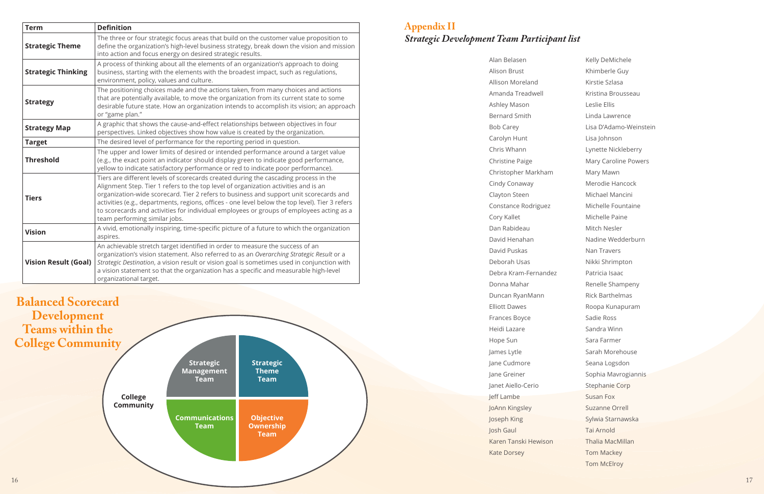| Term | Definition |
|---|---|
| **Strategic Theme** | The three or four strategic focus areas that build on the customer value proposition to define the organization's high-level business strategy, break down the vision and mission into action and focus energy on desired strategic results. |
| **Strategic Thinking** | A process of thinking about all the elements of an organization's approach to doing business, starting with the elements with the broadest impact, such as regulations, environment, policy, values and culture. |
| **Strategy** | The positioning choices made and the actions taken, from many choices and actions that are potentially available, to move the organization from its current state to some desirable future state. How an organization intends to accomplish its vision; an approach or "game plan." |
| **Strategy Map** | A graphic that shows the cause-and-effect relationships between objectives in four perspectives. Linked objectives show how value is created by the organization. |
| **Target** | The desired level of performance for the reporting period in question. |
| **Threshold** | The upper and lower limits of desired or intended performance around a target value (e.g., the exact point an indicator should display green to indicate good performance, yellow to indicate satisfactory performance or red to indicate poor performance). |
| **Tiers** | Tiers are different levels of scorecards created during the cascading process in the Alignment Step. Tier 1 refers to the top level of organization activities and is an organization-wide scorecard. Tier 2 refers to business and support unit scorecards and activities (e.g., departments, regions, offices - one level below the top level). Tier 3 refers to scorecards and activities for individual employees or groups of employees acting as a team performing similar jobs. |
| **Vision** | A vivid, emotionally inspiring, time-specific picture of a future to which the organization aspires. |
| **Vision Result (Goal)** | An achievable stretch target identified in order to measure the success of an organization's vision statement. Also referred to as an *Overarching Strategic Result* or a *Strategic Destination*, a vision result or vision goal is sometimes used in conjunction with a vision statement so that the organization has a specific and measurable high-level organizational target. |

## Balanced Scorecard Development Teams within the College Community

College Community

Strategic Management Team

Strategic Theme Team

Communications Team

Objective Ownership Team

# Appendix II

## *Strategic Development Team Participant list*

Alan Belasen
Alison Brust
Allison Moreland
Amanda Treadwell
Ashley Mason
Bernard Smith
Bob Carey
Carolyn Hunt
Chris Whann
Christine Paige
Christopher Markham
Cindy Conaway
Clayton Steen
Constance Rodriguez
Cory Kallet
Dan Rabideau
David Henahan
David Puskas
Deborah Usas
Debra Kram-Fernandez
Donna Mahar
Duncan RyanMann
Elliott Dawes
Frances Boyce
Heidi Lazare
Hope Sun
James Lytle
Jane Cudmore
Jane Greiner
Janet Aiello-Cerio
Jeff Lambe
JoAnn Kingsley
Joseph King
Josh Gaul
Karen Tanski Hewison
Kate Dorsey
Kelly DeMichele
Khimberle Guy
Kirstie Szlasa
Kristina Brousseau
Leslie Ellis
Linda Lawrence
Lisa D'Adamo-Weinstein
Lisa Johnson
Lynette Nickleberry
Mary Caroline Powers
Mary Mawn
Merodie Hancock
Michael Mancini
Michelle Fountaine
Michelle Paine
Mitch Nesler
Nadine Wedderburn
Nan Travers
Nikki Shrimpton
Patricia Isaac
Renelle Shampeny
Rick Barthelmas
Roopa Kunapuram
Sadie Ross
Sandra Winn
Sara Farmer
Sarah Morehouse
Seana Logsdon
Sophia Mavrogiannis
Stephanie Corp
Susan Fox
Suzanne Orrell
Sylwia Starnawska
Tai Arnold
Thalia MacMillan
Tom Mackey
Tom McElroy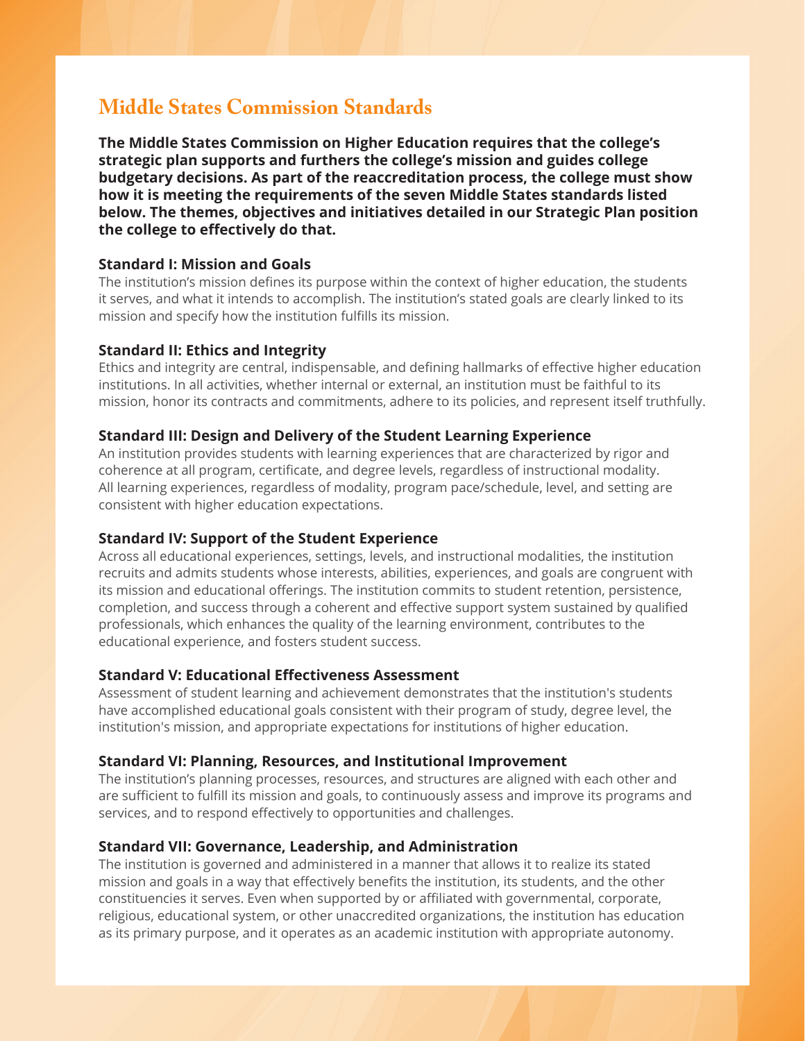## Middle States Commission Standards

**The Middle States Commission on Higher Education requires that the college's strategic plan supports and furthers the college's mission and guides college budgetary decisions. As part of the reaccreditation process, the college must show how it is meeting the requirements of the seven Middle States standards listed below. The themes, objectives and initiatives detailed in our Strategic Plan position the college to effectively do that.**

### Standard I: Mission and Goals

The institution's mission defines its purpose within the context of higher education, the students it serves, and what it intends to accomplish. The institution's stated goals are clearly linked to its mission and specify how the institution fulfills its mission.

### Standard II: Ethics and Integrity

Ethics and integrity are central, indispensable, and defining hallmarks of effective higher education institutions. In all activities, whether internal or external, an institution must be faithful to its mission, honor its contracts and commitments, adhere to its policies, and represent itself truthfully.

### Standard III: Design and Delivery of the Student Learning Experience

An institution provides students with learning experiences that are characterized by rigor and coherence at all program, certificate, and degree levels, regardless of instructional modality. All learning experiences, regardless of modality, program pace/schedule, level, and setting are consistent with higher education expectations.

### Standard IV: Support of the Student Experience

Across all educational experiences, settings, levels, and instructional modalities, the institution recruits and admits students whose interests, abilities, experiences, and goals are congruent with its mission and educational offerings. The institution commits to student retention, persistence, completion, and success through a coherent and effective support system sustained by qualified professionals, which enhances the quality of the learning environment, contributes to the educational experience, and fosters student success.

### Standard V: Educational Effectiveness Assessment

Assessment of student learning and achievement demonstrates that the institution's students have accomplished educational goals consistent with their program of study, degree level, the institution's mission, and appropriate expectations for institutions of higher education.

### Standard VI: Planning, Resources, and Institutional Improvement

The institution's planning processes, resources, and structures are aligned with each other and are sufficient to fulfill its mission and goals, to continuously assess and improve its programs and services, and to respond effectively to opportunities and challenges.

### Standard VII: Governance, Leadership, and Administration

The institution is governed and administered in a manner that allows it to realize its stated mission and goals in a way that effectively benefits the institution, its students, and the other constituencies it serves. Even when supported by or affiliated with governmental, corporate, religious, educational system, or other unaccredited organizations, the institution has education as its primary purpose, and it operates as an academic institution with appropriate autonomy.